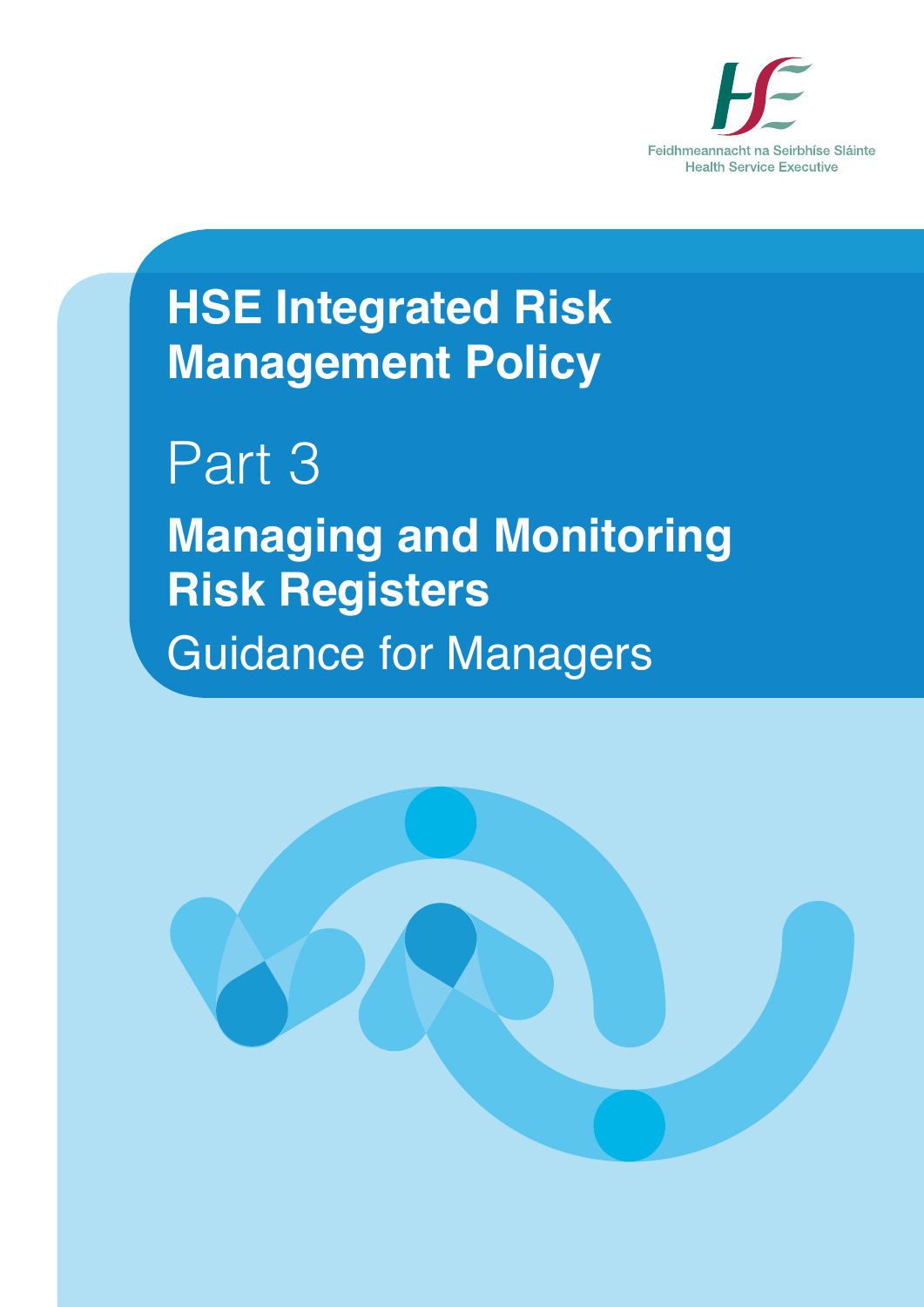Feidhmeannacht na Seirbhíse Sláinte
Health Service Executive

# HSE Integrated Risk Management Policy

## Part 3

## Managing and Monitoring Risk Registers

Guidance for Managers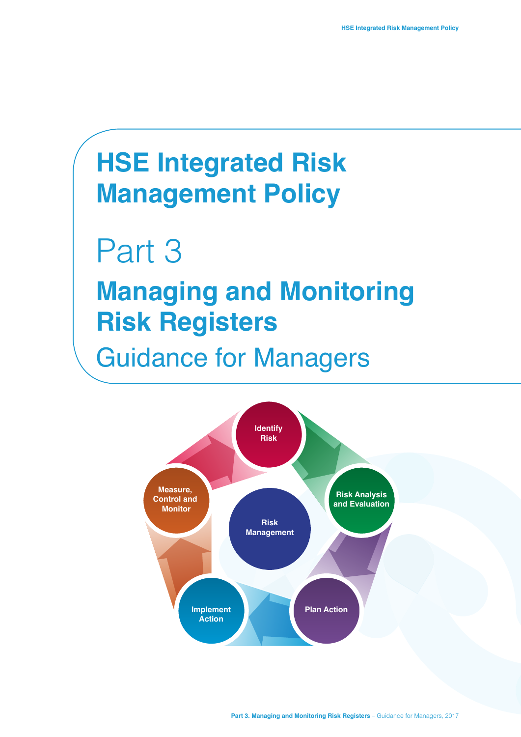# HSE Integrated Risk Management Policy

# Part 3

## Managing and Monitoring Risk Registers

Guidance for Managers

Identify Risk

Risk Analysis and Evaluation

Plan Action

Implement Action

Measure, Control and Monitor

Risk Management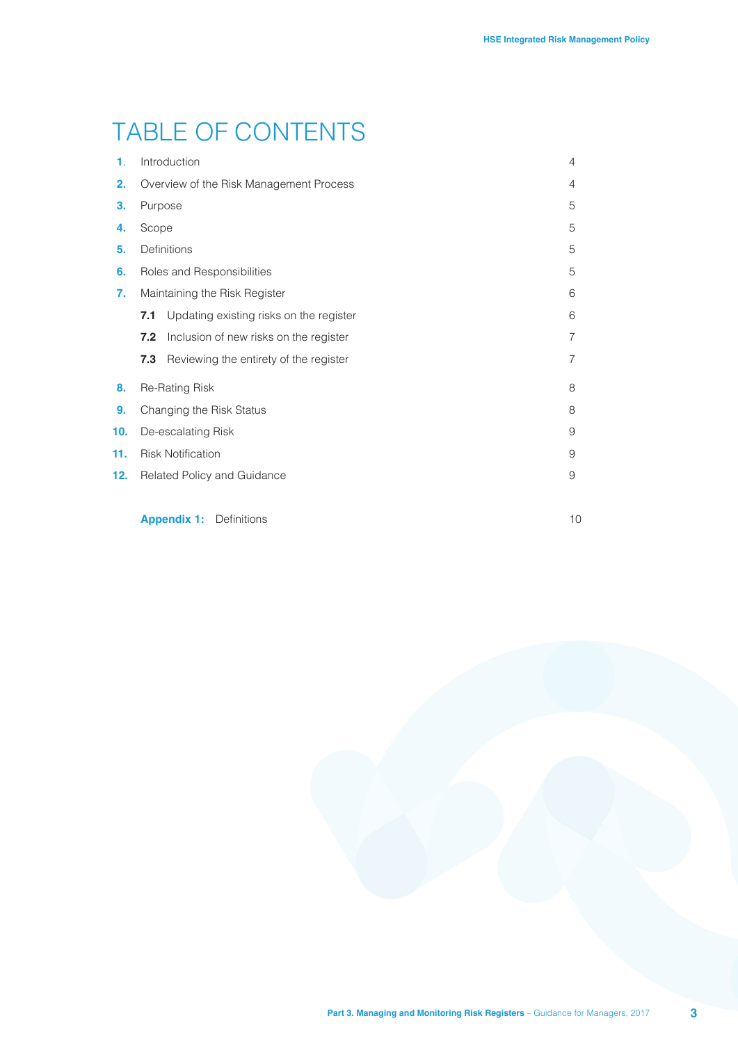# TABLE OF CONTENTS

| | | |
|---|---|---|
| **1.** | Introduction | 4 |
| **2.** | Overview of the Risk Management Process | 4 |
| **3.** | Purpose | 5 |
| **4.** | Scope | 5 |
| **5.** | Definitions | 5 |
| **6.** | Roles and Responsibilities | 5 |
| **7.** | Maintaining the Risk Register | 6 |
| | **7.1** Updating existing risks on the register | 6 |
| | **7.2** Inclusion of new risks on the register | 7 |
| | **7.3** Reviewing the entirety of the register | 7 |
| **8.** | Re-Rating Risk | 8 |
| **9.** | Changing the Risk Status | 8 |
| **10.** | De-escalating Risk | 9 |
| **11.** | Risk Notification | 9 |
| **12.** | Related Policy and Guidance | 9 |
| | **Appendix 1:** Definitions | 10 |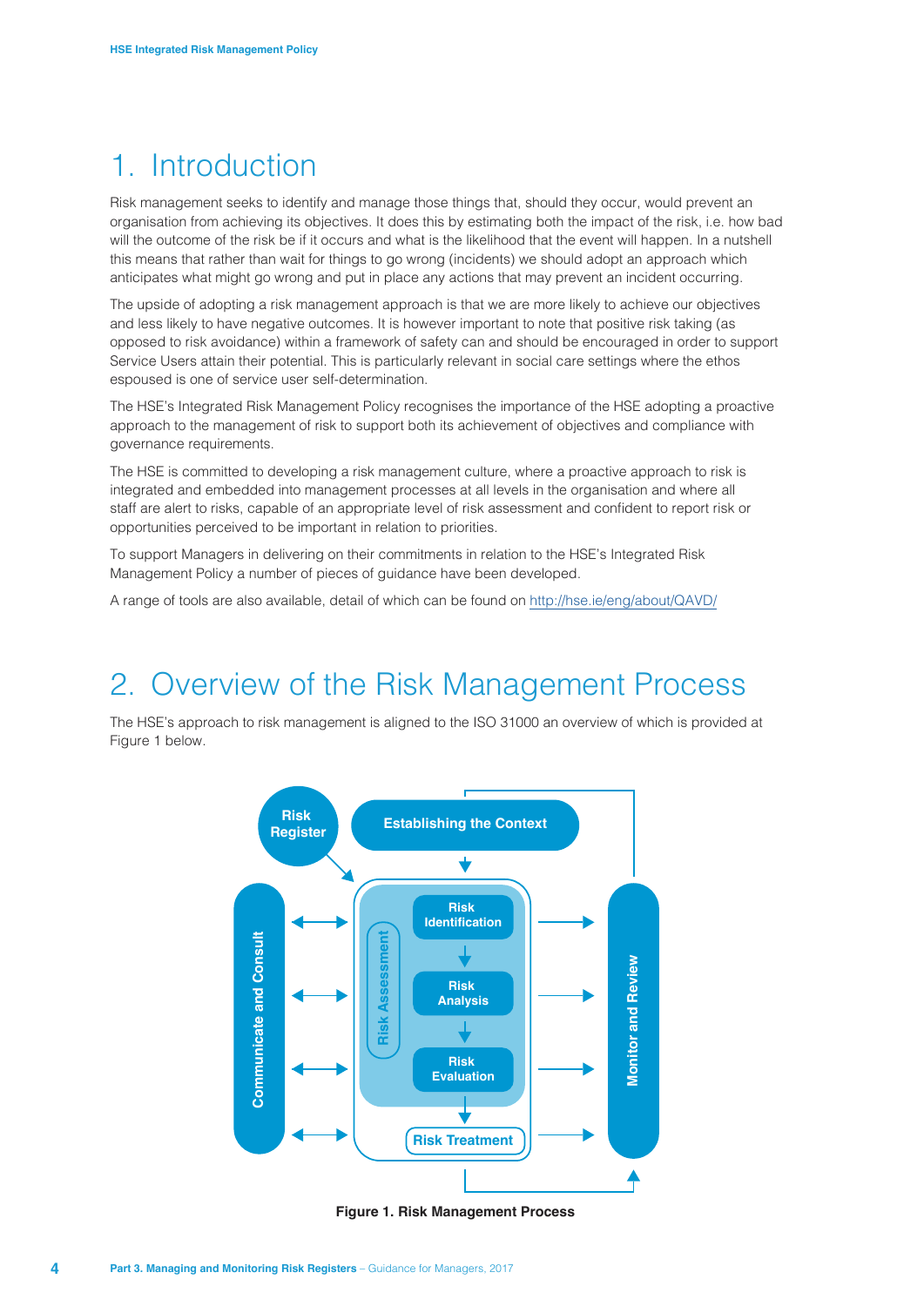# 1. Introduction

Risk management seeks to identify and manage those things that, should they occur, would prevent an organisation from achieving its objectives. It does this by estimating both the impact of the risk, i.e. how bad will the outcome of the risk be if it occurs and what is the likelihood that the event will happen. In a nutshell this means that rather than wait for things to go wrong (incidents) we should adopt an approach which anticipates what might go wrong and put in place any actions that may prevent an incident occurring.

The upside of adopting a risk management approach is that we are more likely to achieve our objectives and less likely to have negative outcomes. It is however important to note that positive risk taking (as opposed to risk avoidance) within a framework of safety can and should be encouraged in order to support Service Users attain their potential. This is particularly relevant in social care settings where the ethos espoused is one of service user self-determination.

The HSE's Integrated Risk Management Policy recognises the importance of the HSE adopting a proactive approach to the management of risk to support both its achievement of objectives and compliance with governance requirements.

The HSE is committed to developing a risk management culture, where a proactive approach to risk is integrated and embedded into management processes at all levels in the organisation and where all staff are alert to risks, capable of an appropriate level of risk assessment and confident to report risk or opportunities perceived to be important in relation to priorities.

To support Managers in delivering on their commitments in relation to the HSE's Integrated Risk Management Policy a number of pieces of guidance have been developed.

A range of tools are also available, detail of which can be found on http://hse.ie/eng/about/QAVD/

# 2. Overview of the Risk Management Process

The HSE's approach to risk management is aligned to the ISO 31000 an overview of which is provided at Figure 1 below.

Risk Register | Establishing the Context | Communicate and Consult | Risk Assessment: Risk Identification → Risk Analysis → Risk Evaluation | Risk Treatment | Monitor and Review

**Figure 1. Risk Management Process**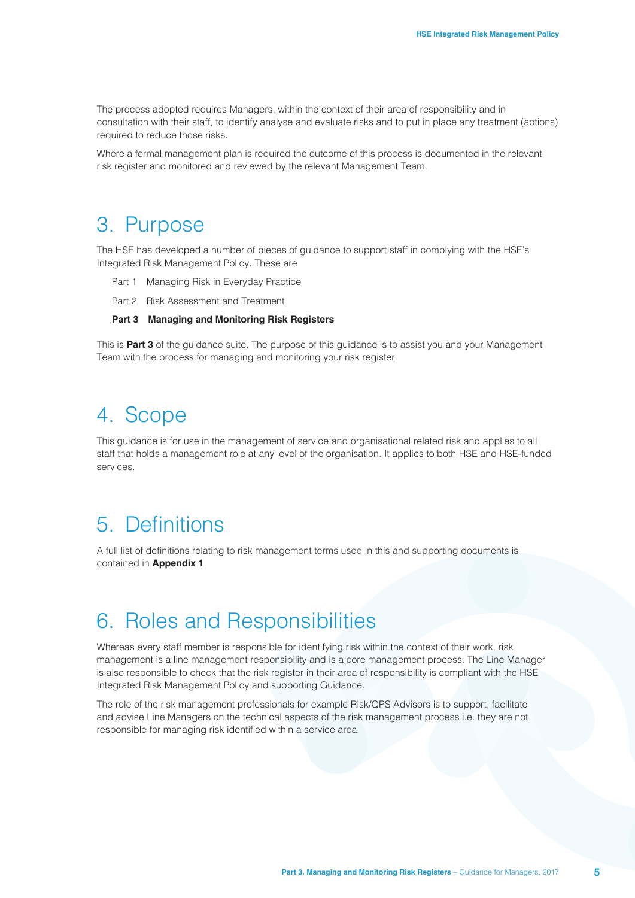The process adopted requires Managers, within the context of their area of responsibility and in consultation with their staff, to identify analyse and evaluate risks and to put in place any treatment (actions) required to reduce those risks.

Where a formal management plan is required the outcome of this process is documented in the relevant risk register and monitored and reviewed by the relevant Management Team.

# 3. Purpose

The HSE has developed a number of pieces of guidance to support staff in complying with the HSE's Integrated Risk Management Policy. These are

Part 1 Managing Risk in Everyday Practice

Part 2 Risk Assessment and Treatment

**Part 3 Managing and Monitoring Risk Registers**

This is **Part 3** of the guidance suite. The purpose of this guidance is to assist you and your Management Team with the process for managing and monitoring your risk register.

# 4. Scope

This guidance is for use in the management of service and organisational related risk and applies to all staff that holds a management role at any level of the organisation. It applies to both HSE and HSE-funded services.

# 5. Definitions

A full list of definitions relating to risk management terms used in this and supporting documents is contained in **Appendix 1**.

# 6. Roles and Responsibilities

Whereas every staff member is responsible for identifying risk within the context of their work, risk management is a line management responsibility and is a core management process. The Line Manager is also responsible to check that the risk register in their area of responsibility is compliant with the HSE Integrated Risk Management Policy and supporting Guidance.

The role of the risk management professionals for example Risk/QPS Advisors is to support, facilitate and advise Line Managers on the technical aspects of the risk management process i.e. they are not responsible for managing risk identified within a service area.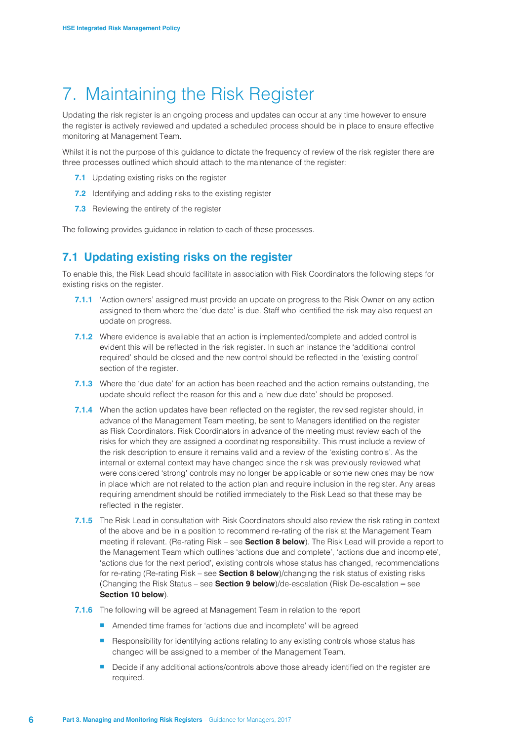# 7. Maintaining the Risk Register

Updating the risk register is an ongoing process and updates can occur at any time however to ensure the register is actively reviewed and updated a scheduled process should be in place to ensure effective monitoring at Management Team.

Whilst it is not the purpose of this guidance to dictate the frequency of review of the risk register there are three processes outlined which should attach to the maintenance of the register:

**7.1** Updating existing risks on the register

**7.2** Identifying and adding risks to the existing register

**7.3** Reviewing the entirety of the register

The following provides guidance in relation to each of these processes.

## 7.1 Updating existing risks on the register

To enable this, the Risk Lead should facilitate in association with Risk Coordinators the following steps for existing risks on the register.

**7.1.1** 'Action owners' assigned must provide an update on progress to the Risk Owner on any action assigned to them where the 'due date' is due. Staff who identified the risk may also request an update on progress.

**7.1.2** Where evidence is available that an action is implemented/complete and added control is evident this will be reflected in the risk register. In such an instance the 'additional control required' should be closed and the new control should be reflected in the 'existing control' section of the register.

**7.1.3** Where the 'due date' for an action has been reached and the action remains outstanding, the update should reflect the reason for this and a 'new due date' should be proposed.

**7.1.4** When the action updates have been reflected on the register, the revised register should, in advance of the Management Team meeting, be sent to Managers identified on the register as Risk Coordinators. Risk Coordinators in advance of the meeting must review each of the risks for which they are assigned a coordinating responsibility. This must include a review of the risk description to ensure it remains valid and a review of the 'existing controls'. As the internal or external context may have changed since the risk was previously reviewed what were considered 'strong' controls may no longer be applicable or some new ones may be now in place which are not related to the action plan and require inclusion in the register. Any areas requiring amendment should be notified immediately to the Risk Lead so that these may be reflected in the register.

**7.1.5** The Risk Lead in consultation with Risk Coordinators should also review the risk rating in context of the above and be in a position to recommend re-rating of the risk at the Management Team meeting if relevant. (Re-rating Risk – see **Section 8 below**). The Risk Lead will provide a report to the Management Team which outlines 'actions due and complete', 'actions due and incomplete', 'actions due for the next period', existing controls whose status has changed, recommendations for re-rating (Re-rating Risk – see **Section 8 below**)/changing the risk status of existing risks (Changing the Risk Status – see **Section 9 below**)/de-escalation (Risk De-escalation **–** see **Section 10 below**).

**7.1.6** The following will be agreed at Management Team in relation to the report

- Amended time frames for 'actions due and incomplete' will be agreed
- Responsibility for identifying actions relating to any existing controls whose status has changed will be assigned to a member of the Management Team.
- Decide if any additional actions/controls above those already identified on the register are required.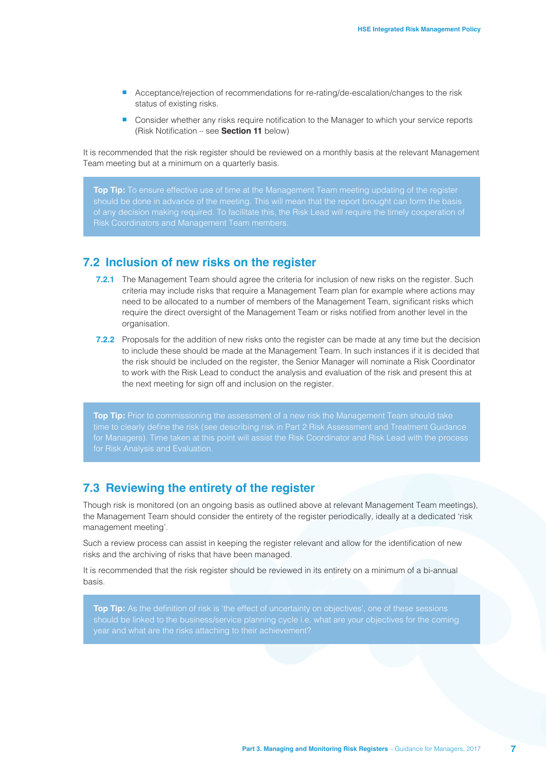- Acceptance/rejection of recommendations for re-rating/de-escalation/changes to the risk status of existing risks.
- Consider whether any risks require notification to the Manager to which your service reports (Risk Notification – see **Section 11** below)

It is recommended that the risk register should be reviewed on a monthly basis at the relevant Management Team meeting but at a minimum on a quarterly basis.

> **Top Tip:** To ensure effective use of time at the Management Team meeting updating of the register should be done in advance of the meeting. This will mean that the report brought can form the basis of any decision making required. To facilitate this, the Risk Lead will require the timely cooperation of Risk Coordinators and Management Team members.

## 7.2 Inclusion of new risks on the register

**7.2.1** The Management Team should agree the criteria for inclusion of new risks on the register. Such criteria may include risks that require a Management Team plan for example where actions may need to be allocated to a number of members of the Management Team, significant risks which require the direct oversight of the Management Team or risks notified from another level in the organisation.

**7.2.2** Proposals for the addition of new risks onto the register can be made at any time but the decision to include these should be made at the Management Team. In such instances if it is decided that the risk should be included on the register, the Senior Manager will nominate a Risk Coordinator to work with the Risk Lead to conduct the analysis and evaluation of the risk and present this at the next meeting for sign off and inclusion on the register.

> **Top Tip:** Prior to commissioning the assessment of a new risk the Management Team should take time to clearly define the risk (see describing risk in Part 2 Risk Assessment and Treatment Guidance for Managers). Time taken at this point will assist the Risk Coordinator and Risk Lead with the process for Risk Analysis and Evaluation.

## 7.3 Reviewing the entirety of the register

Though risk is monitored (on an ongoing basis as outlined above at relevant Management Team meetings), the Management Team should consider the entirety of the register periodically, ideally at a dedicated 'risk management meeting'.

Such a review process can assist in keeping the register relevant and allow for the identification of new risks and the archiving of risks that have been managed.

It is recommended that the risk register should be reviewed in its entirety on a minimum of a bi-annual basis.

> **Top Tip:** As the definition of risk is 'the effect of uncertainty on objectives', one of these sessions should be linked to the business/service planning cycle i.e. what are your objectives for the coming year and what are the risks attaching to their achievement?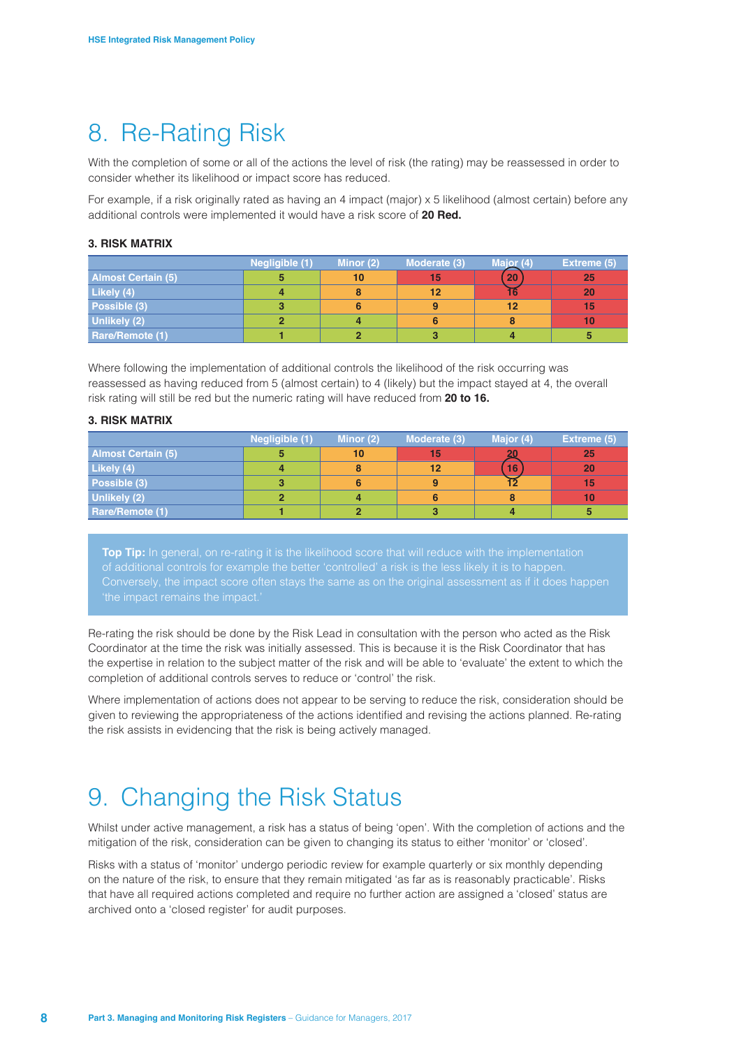# 8. Re-Rating Risk

With the completion of some or all of the actions the level of risk (the rating) may be reassessed in order to consider whether its likelihood or impact score has reduced.

For example, if a risk originally rated as having an 4 impact (major) x 5 likelihood (almost certain) before any additional controls were implemented it would have a risk score of **20 Red.**

**3. RISK MATRIX**

| | Negligible (1) | Minor (2) | Moderate (3) | Major (4) | Extreme (5) |
|---|---|---|---|---|---|
| Almost Certain (5) | 5 | 10 | 15 | 20 | 25 |
| Likely (4) | 4 | 8 | 12 | 16 | 20 |
| Possible (3) | 3 | 6 | 9 | 12 | 15 |
| Unlikely (2) | 2 | 4 | 6 | 8 | 10 |
| Rare/Remote (1) | 1 | 2 | 3 | 4 | 5 |

Where following the implementation of additional controls the likelihood of the risk occurring was reassessed as having reduced from 5 (almost certain) to 4 (likely) but the impact stayed at 4, the overall risk rating will still be red but the numeric rating will have reduced from **20 to 16.**

**3. RISK MATRIX**

| | Negligible (1) | Minor (2) | Moderate (3) | Major (4) | Extreme (5) |
|---|---|---|---|---|---|
| Almost Certain (5) | 5 | 10 | 15 | 20 | 25 |
| Likely (4) | 4 | 8 | 12 | 16 | 20 |
| Possible (3) | 3 | 6 | 9 | 12 | 15 |
| Unlikely (2) | 2 | 4 | 6 | 8 | 10 |
| Rare/Remote (1) | 1 | 2 | 3 | 4 | 5 |

**Top Tip:** In general, on re-rating it is the likelihood score that will reduce with the implementation of additional controls for example the better 'controlled' a risk is the less likely it is to happen. Conversely, the impact score often stays the same as on the original assessment as if it does happen 'the impact remains the impact.'

Re-rating the risk should be done by the Risk Lead in consultation with the person who acted as the Risk Coordinator at the time the risk was initially assessed. This is because it is the Risk Coordinator that has the expertise in relation to the subject matter of the risk and will be able to 'evaluate' the extent to which the completion of additional controls serves to reduce or 'control' the risk.

Where implementation of actions does not appear to be serving to reduce the risk, consideration should be given to reviewing the appropriateness of the actions identified and revising the actions planned. Re-rating the risk assists in evidencing that the risk is being actively managed.

# 9. Changing the Risk Status

Whilst under active management, a risk has a status of being 'open'. With the completion of actions and the mitigation of the risk, consideration can be given to changing its status to either 'monitor' or 'closed'.

Risks with a status of 'monitor' undergo periodic review for example quarterly or six monthly depending on the nature of the risk, to ensure that they remain mitigated 'as far as is reasonably practicable'. Risks that have all required actions completed and require no further action are assigned a 'closed' status are archived onto a 'closed register' for audit purposes.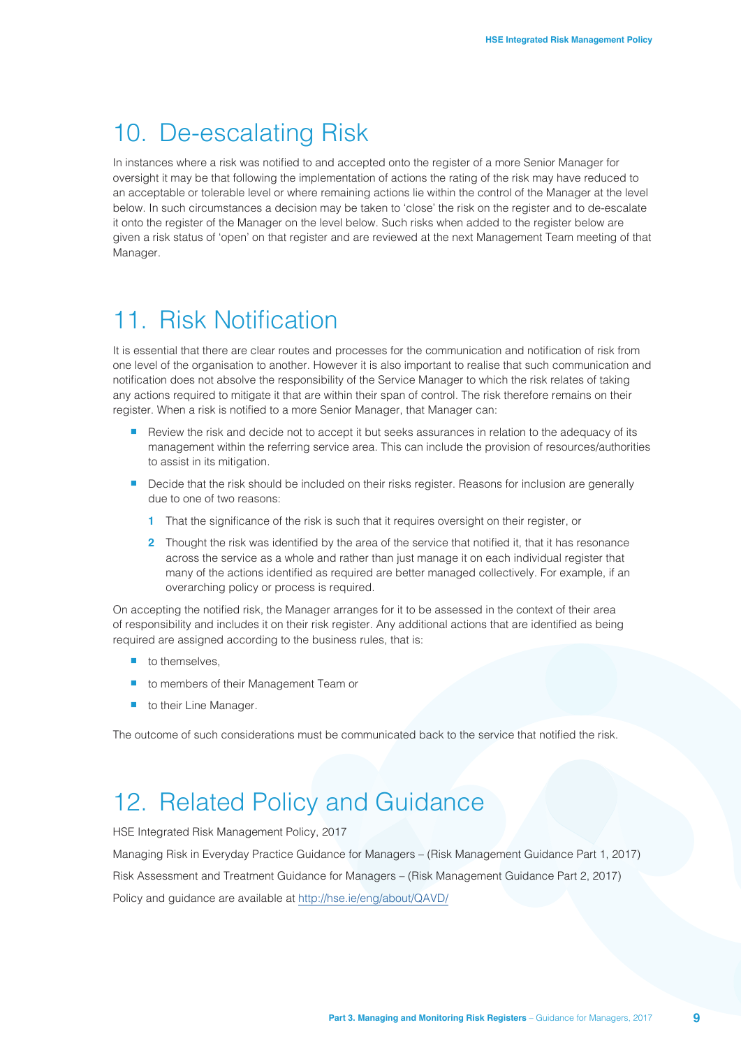# 10. De-escalating Risk

In instances where a risk was notified to and accepted onto the register of a more Senior Manager for oversight it may be that following the implementation of actions the rating of the risk may have reduced to an acceptable or tolerable level or where remaining actions lie within the control of the Manager at the level below. In such circumstances a decision may be taken to 'close' the risk on the register and to de-escalate it onto the register of the Manager on the level below. Such risks when added to the register below are given a risk status of 'open' on that register and are reviewed at the next Management Team meeting of that Manager.

# 11. Risk Notification

It is essential that there are clear routes and processes for the communication and notification of risk from one level of the organisation to another. However it is also important to realise that such communication and notification does not absolve the responsibility of the Service Manager to which the risk relates of taking any actions required to mitigate it that are within their span of control. The risk therefore remains on their register. When a risk is notified to a more Senior Manager, that Manager can:

- Review the risk and decide not to accept it but seeks assurances in relation to the adequacy of its management within the referring service area. This can include the provision of resources/authorities to assist in its mitigation.
- Decide that the risk should be included on their risks register. Reasons for inclusion are generally due to one of two reasons:
  1. That the significance of the risk is such that it requires oversight on their register, or
  2. Thought the risk was identified by the area of the service that notified it, that it has resonance across the service as a whole and rather than just manage it on each individual register that many of the actions identified as required are better managed collectively. For example, if an overarching policy or process is required.

On accepting the notified risk, the Manager arranges for it to be assessed in the context of their area of responsibility and includes it on their risk register. Any additional actions that are identified as being required are assigned according to the business rules, that is:

- to themselves,
- to members of their Management Team or
- to their Line Manager.

The outcome of such considerations must be communicated back to the service that notified the risk.

# 12. Related Policy and Guidance

HSE Integrated Risk Management Policy, 2017

Managing Risk in Everyday Practice Guidance for Managers – (Risk Management Guidance Part 1, 2017)

Risk Assessment and Treatment Guidance for Managers – (Risk Management Guidance Part 2, 2017)

Policy and guidance are available at http://hse.ie/eng/about/QAVD/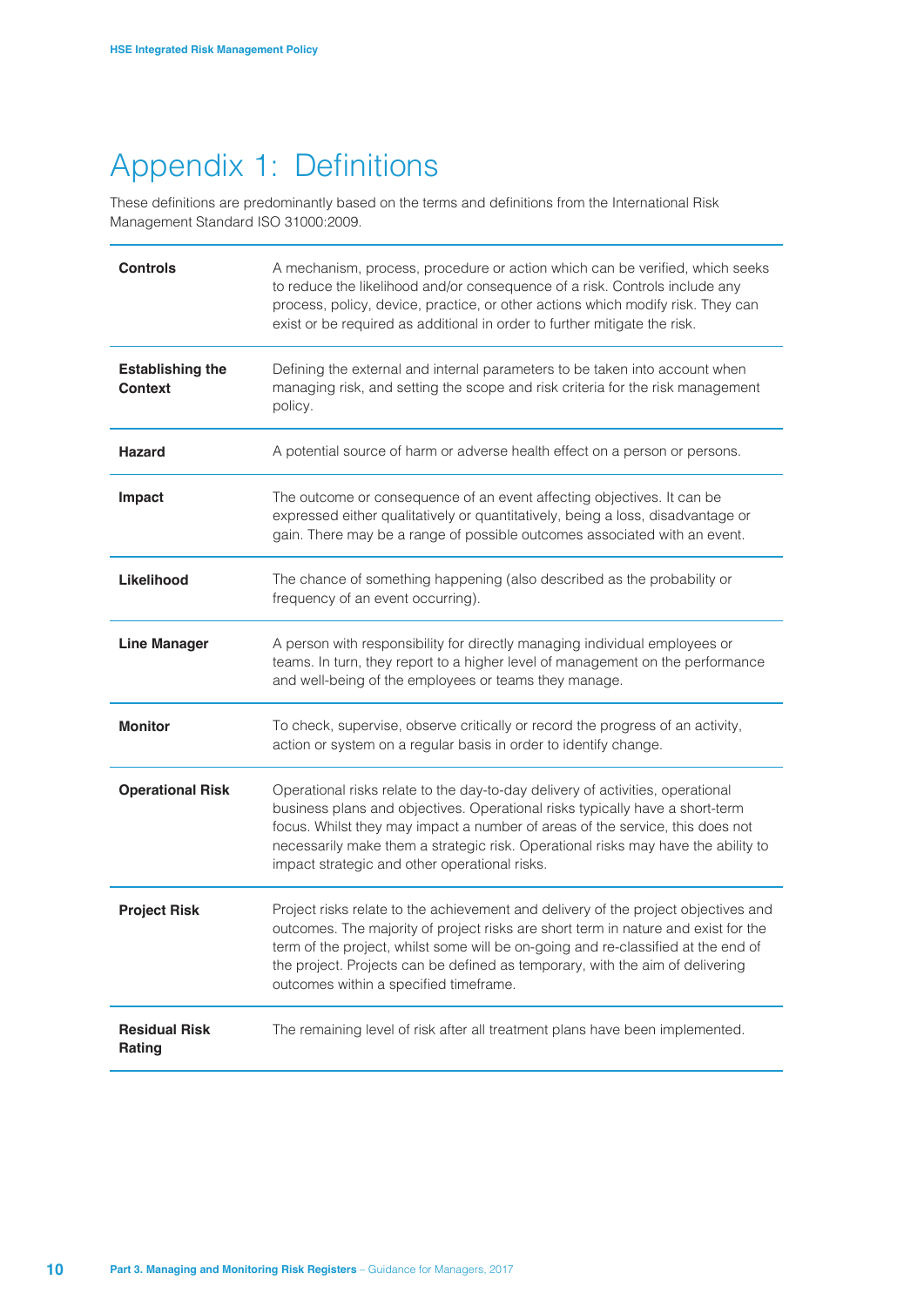# Appendix 1: Definitions

These definitions are predominantly based on the terms and definitions from the International Risk Management Standard ISO 31000:2009.

| | |
|---|---|
| **Controls** | A mechanism, process, procedure or action which can be verified, which seeks to reduce the likelihood and/or consequence of a risk. Controls include any process, policy, device, practice, or other actions which modify risk. They can exist or be required as additional in order to further mitigate the risk. |
| **Establishing the Context** | Defining the external and internal parameters to be taken into account when managing risk, and setting the scope and risk criteria for the risk management policy. |
| **Hazard** | A potential source of harm or adverse health effect on a person or persons. |
| **Impact** | The outcome or consequence of an event affecting objectives. It can be expressed either qualitatively or quantitatively, being a loss, disadvantage or gain. There may be a range of possible outcomes associated with an event. |
| **Likelihood** | The chance of something happening (also described as the probability or frequency of an event occurring). |
| **Line Manager** | A person with responsibility for directly managing individual employees or teams. In turn, they report to a higher level of management on the performance and well-being of the employees or teams they manage. |
| **Monitor** | To check, supervise, observe critically or record the progress of an activity, action or system on a regular basis in order to identify change. |
| **Operational Risk** | Operational risks relate to the day-to-day delivery of activities, operational business plans and objectives. Operational risks typically have a short-term focus. Whilst they may impact a number of areas of the service, this does not necessarily make them a strategic risk. Operational risks may have the ability to impact strategic and other operational risks. |
| **Project Risk** | Project risks relate to the achievement and delivery of the project objectives and outcomes. The majority of project risks are short term in nature and exist for the term of the project, whilst some will be on-going and re-classified at the end of the project. Projects can be defined as temporary, with the aim of delivering outcomes within a specified timeframe. |
| **Residual Risk Rating** | The remaining level of risk after all treatment plans have been implemented. |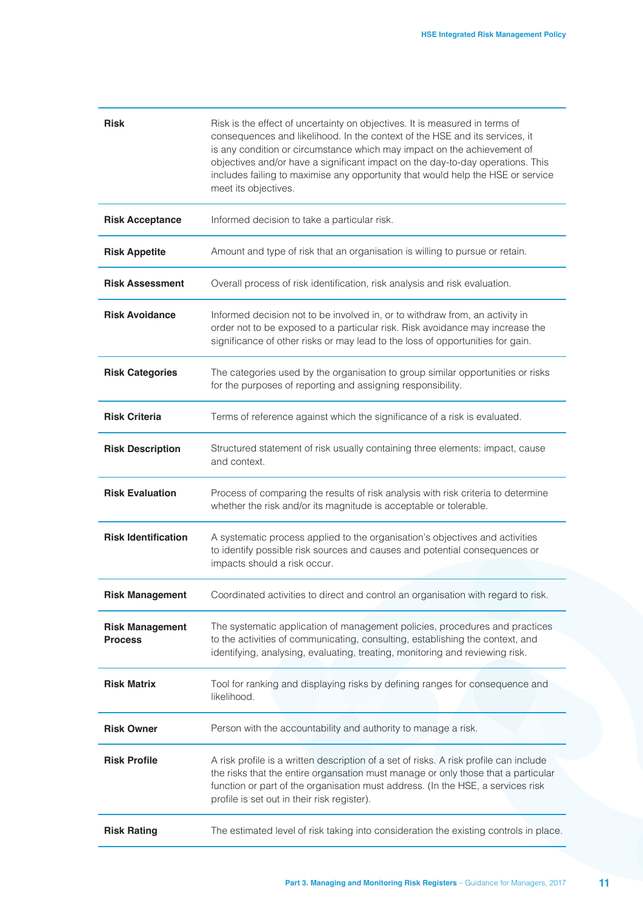| | |
|---|---|
| **Risk** | Risk is the effect of uncertainty on objectives. It is measured in terms of consequences and likelihood. In the context of the HSE and its services, it is any condition or circumstance which may impact on the achievement of objectives and/or have a significant impact on the day-to-day operations. This includes failing to maximise any opportunity that would help the HSE or service meet its objectives. |
| **Risk Acceptance** | Informed decision to take a particular risk. |
| **Risk Appetite** | Amount and type of risk that an organisation is willing to pursue or retain. |
| **Risk Assessment** | Overall process of risk identification, risk analysis and risk evaluation. |
| **Risk Avoidance** | Informed decision not to be involved in, or to withdraw from, an activity in order not to be exposed to a particular risk. Risk avoidance may increase the significance of other risks or may lead to the loss of opportunities for gain. |
| **Risk Categories** | The categories used by the organisation to group similar opportunities or risks for the purposes of reporting and assigning responsibility. |
| **Risk Criteria** | Terms of reference against which the significance of a risk is evaluated. |
| **Risk Description** | Structured statement of risk usually containing three elements: impact, cause and context. |
| **Risk Evaluation** | Process of comparing the results of risk analysis with risk criteria to determine whether the risk and/or its magnitude is acceptable or tolerable. |
| **Risk Identification** | A systematic process applied to the organisation's objectives and activities to identify possible risk sources and causes and potential consequences or impacts should a risk occur. |
| **Risk Management** | Coordinated activities to direct and control an organisation with regard to risk. |
| **Risk Management Process** | The systematic application of management policies, procedures and practices to the activities of communicating, consulting, establishing the context, and identifying, analysing, evaluating, treating, monitoring and reviewing risk. |
| **Risk Matrix** | Tool for ranking and displaying risks by defining ranges for consequence and likelihood. |
| **Risk Owner** | Person with the accountability and authority to manage a risk. |
| **Risk Profile** | A risk profile is a written description of a set of risks. A risk profile can include the risks that the entire organsation must manage or only those that a particular function or part of the organisation must address. (In the HSE, a services risk profile is set out in their risk register). |
| **Risk Rating** | The estimated level of risk taking into consideration the existing controls in place. |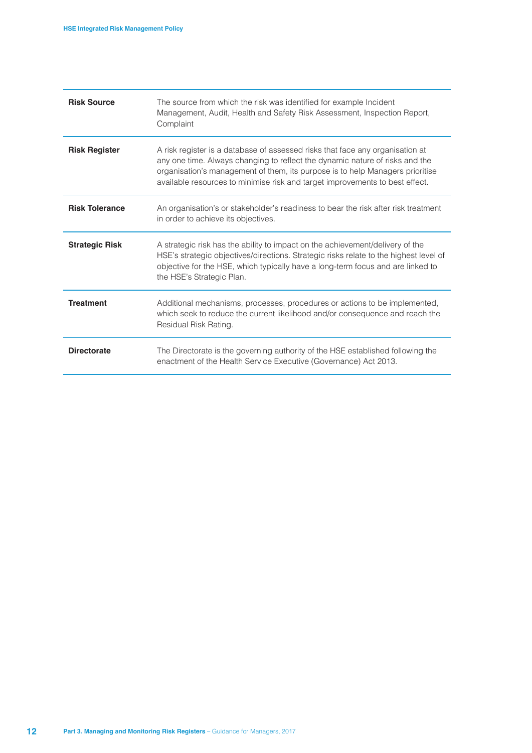| | |
|---|---|
| **Risk Source** | The source from which the risk was identified for example Incident Management, Audit, Health and Safety Risk Assessment, Inspection Report, Complaint |
| **Risk Register** | A risk register is a database of assessed risks that face any organisation at any one time. Always changing to reflect the dynamic nature of risks and the organisation's management of them, its purpose is to help Managers prioritise available resources to minimise risk and target improvements to best effect. |
| **Risk Tolerance** | An organisation's or stakeholder's readiness to bear the risk after risk treatment in order to achieve its objectives. |
| **Strategic Risk** | A strategic risk has the ability to impact on the achievement/delivery of the HSE's strategic objectives/directions. Strategic risks relate to the highest level of objective for the HSE, which typically have a long-term focus and are linked to the HSE's Strategic Plan. |
| **Treatment** | Additional mechanisms, processes, procedures or actions to be implemented, which seek to reduce the current likelihood and/or consequence and reach the Residual Risk Rating. |
| **Directorate** | The Directorate is the governing authority of the HSE established following the enactment of the Health Service Executive (Governance) Act 2013. |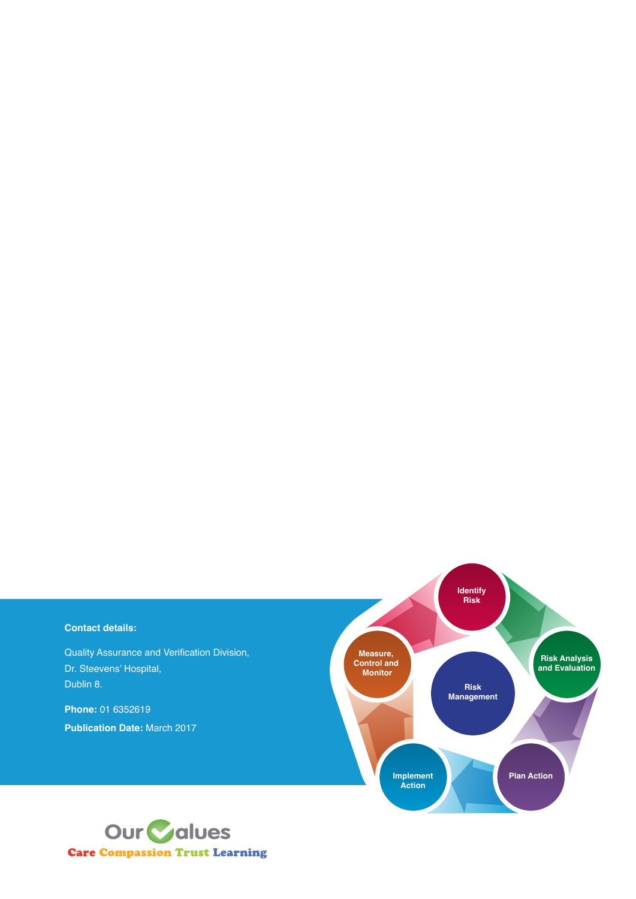**Contact details:**

Quality Assurance and Verification Division,
Dr. Steevens' Hospital,
Dublin 8.

**Phone:** 01 6352619

**Publication Date:** March 2017

Identify Risk

Risk Analysis and Evaluation

Plan Action

Implement Action

Measure, Control and Monitor

Risk Management

Our Values

Care Compassion Trust Learning